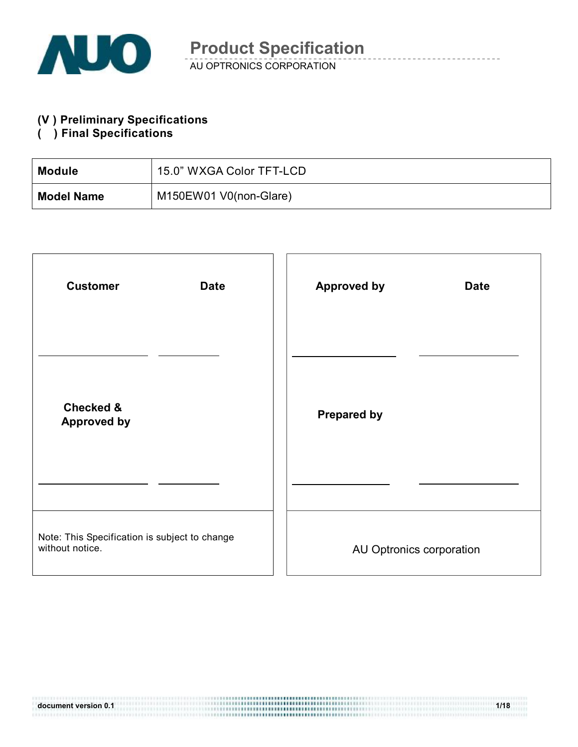# Product Specification

AU OPTRONICS CORPORATION

**(V ) Preliminary Specifications**
**( ) Final Specifications**

| **Module** | 15.0" WXGA Color TFT-LCD |
|---|---|
| **Model Name** | M150EW01 V0(non-Glare) |

| **Customer** | **Date** | **Approved by** | **Date** |
|---|---|---|---|
| | | | |
| **Checked & Approved by** | | **Prepared by** | |
| | | | |
| Note: This Specification is subject to change without notice. | | AU Optronics corporation | |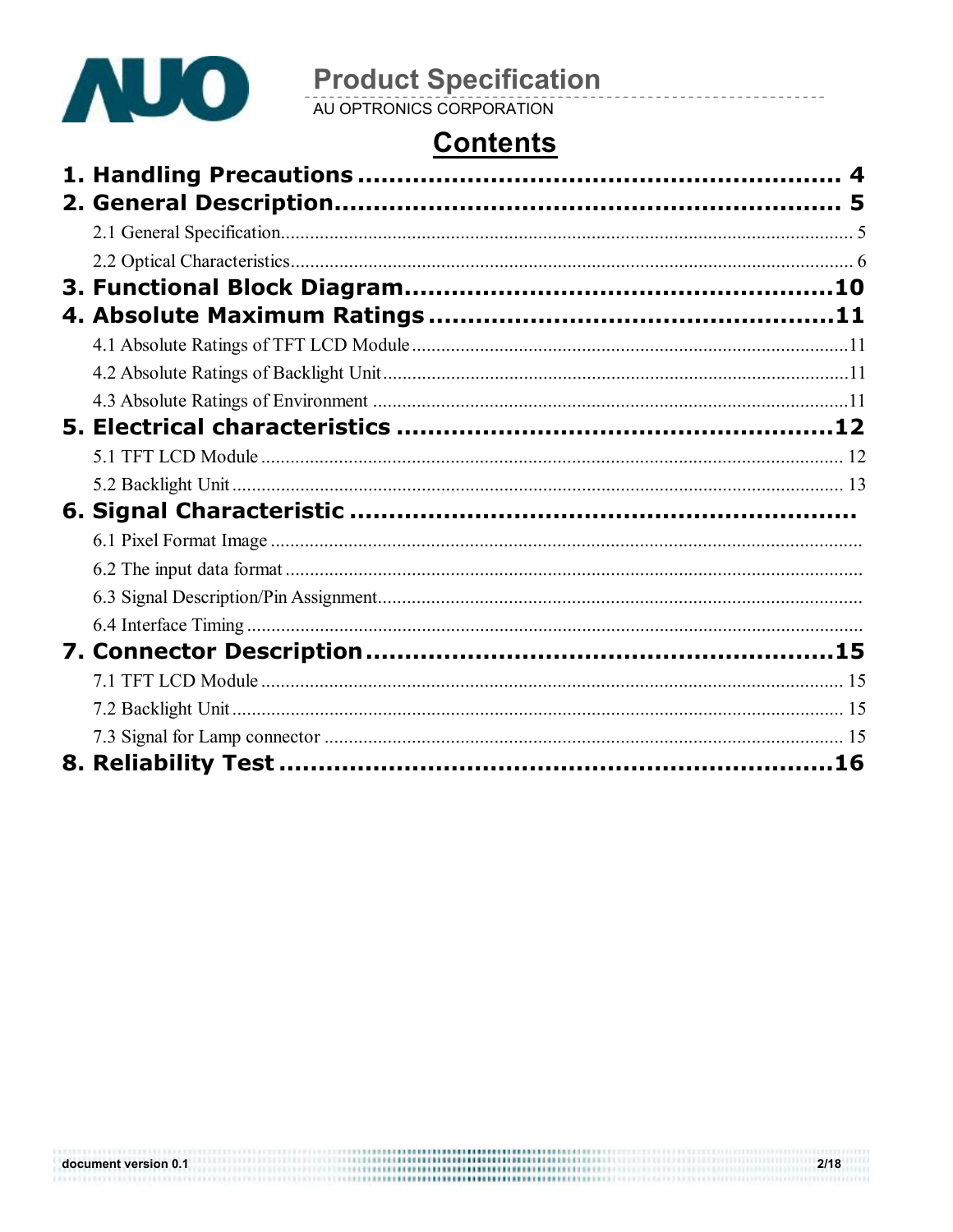# Contents

**1. Handling Precautions .............................................................. 4**

**2. General Description.................................................................. 5**

2.1 General Specification.............................................................. 5

2.2 Optical Characteristics............................................................ 6

**3. Functional Block Diagram.......................................................10**

**4. Absolute Maximum Ratings ....................................................11**

4.1 Absolute Ratings of TFT LCD Module ....................................11

4.2 Absolute Ratings of Backlight Unit.........................................11

4.3 Absolute Ratings of Environment ..........................................11

**5. Electrical characteristics .........................................................12**

5.1 TFT LCD Module .................................................................... 12

5.2 Backlight Unit .......................................................................... 13

**6. Signal Characteristic ...................................................................**

6.1 Pixel Format Image ......................................................................

6.2 The input data format ..................................................................

6.3 Signal Description/Pin Assignment.............................................

6.4 Interface Timing ...........................................................................

**7. Connector Description.............................................................15**

7.1 TFT LCD Module .................................................................... 15

7.2 Backlight Unit .......................................................................... 15

7.3 Signal for Lamp connector ..................................................... 15

**8. Reliability Test ..........................................................................16**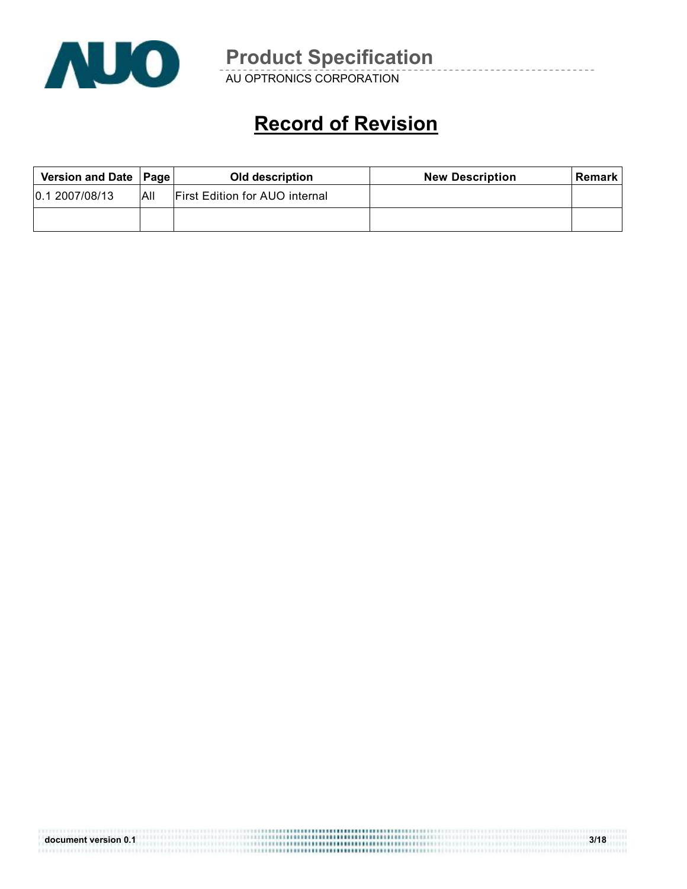# Record of Revision

| Version and Date | Page | Old description | New Description | Remark |
|---|---|---|---|---|
| 0.1 2007/08/13 | All | First Edition for AUO internal | | |
| | | | | |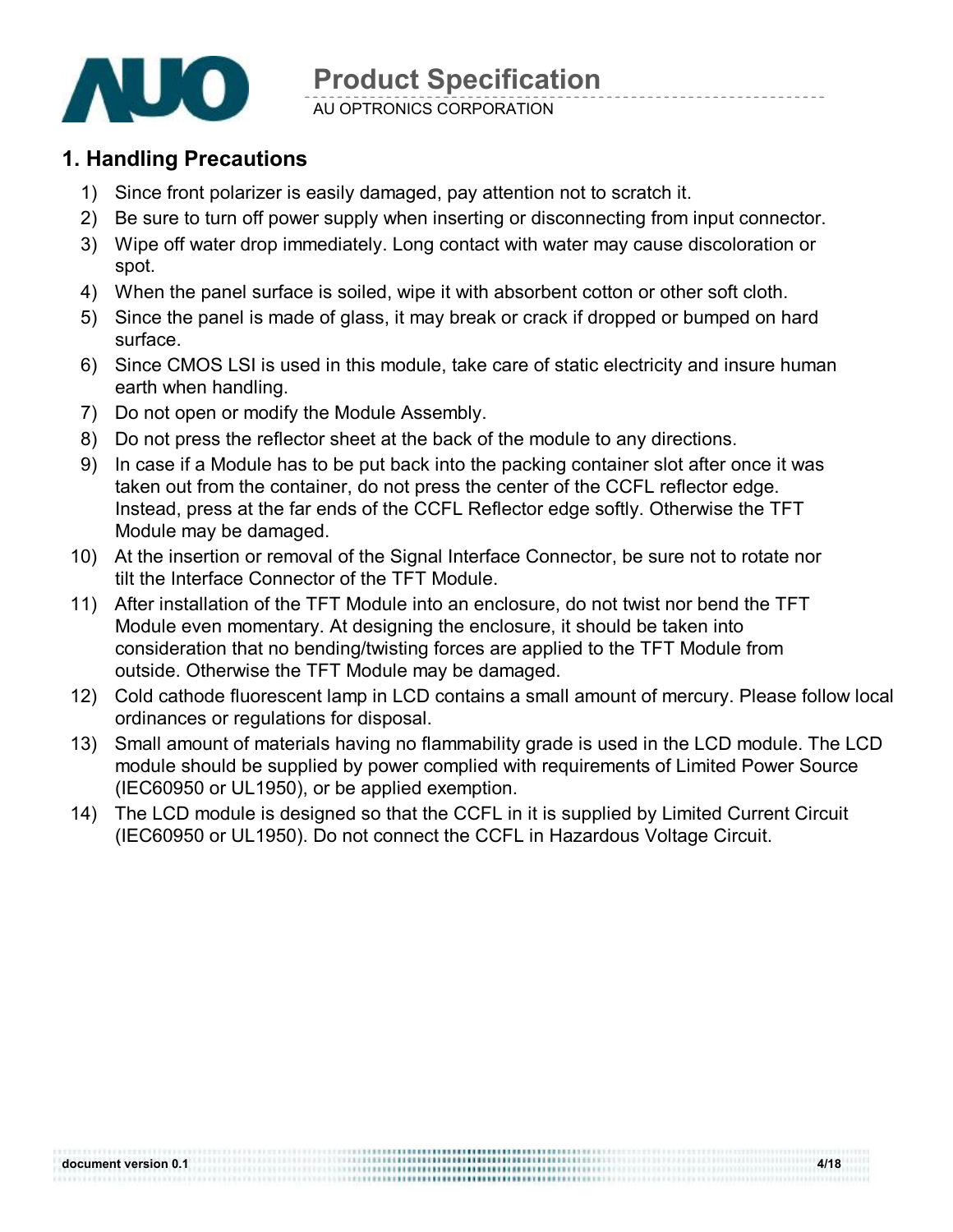## 1. Handling Precautions

1) Since front polarizer is easily damaged, pay attention not to scratch it.
2) Be sure to turn off power supply when inserting or disconnecting from input connector.
3) Wipe off water drop immediately. Long contact with water may cause discoloration or spot.
4) When the panel surface is soiled, wipe it with absorbent cotton or other soft cloth.
5) Since the panel is made of glass, it may break or crack if dropped or bumped on hard surface.
6) Since CMOS LSI is used in this module, take care of static electricity and insure human earth when handling.
7) Do not open or modify the Module Assembly.
8) Do not press the reflector sheet at the back of the module to any directions.
9) In case if a Module has to be put back into the packing container slot after once it was taken out from the container, do not press the center of the CCFL reflector edge. Instead, press at the far ends of the CCFL Reflector edge softly. Otherwise the TFT Module may be damaged.
10) At the insertion or removal of the Signal Interface Connector, be sure not to rotate nor tilt the Interface Connector of the TFT Module.
11) After installation of the TFT Module into an enclosure, do not twist nor bend the TFT Module even momentary. At designing the enclosure, it should be taken into consideration that no bending/twisting forces are applied to the TFT Module from outside. Otherwise the TFT Module may be damaged.
12) Cold cathode fluorescent lamp in LCD contains a small amount of mercury. Please follow local ordinances or regulations for disposal.
13) Small amount of materials having no flammability grade is used in the LCD module. The LCD module should be supplied by power complied with requirements of Limited Power Source (IEC60950 or UL1950), or be applied exemption.
14) The LCD module is designed so that the CCFL in it is supplied by Limited Current Circuit (IEC60950 or UL1950). Do not connect the CCFL in Hazardous Voltage Circuit.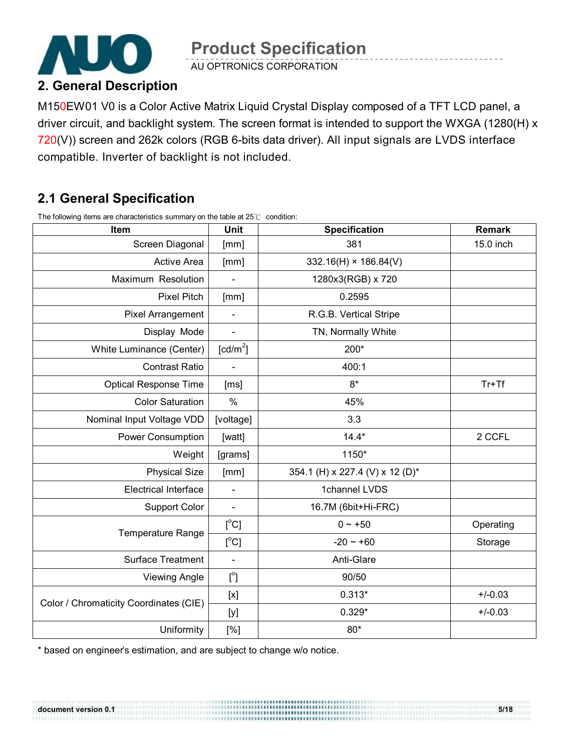## 2. General Description

M150EW01 V0 is a Color Active Matrix Liquid Crystal Display composed of a TFT LCD panel, a driver circuit, and backlight system. The screen format is intended to support the WXGA (1280(H) x 720(V)) screen and 262k colors (RGB 6-bits data driver). All input signals are LVDS interface compatible. Inverter of backlight is not included.

## 2.1 General Specification

The following items are characteristics summary on the table at 25℃ condition:

| Item | Unit | Specification | Remark |
|---|---|---|---|
| Screen Diagonal | [mm] | 381 | 15.0 inch |
| Active Area | [mm] | 332.16(H) × 186.84(V) | |
| Maximum Resolution | - | 1280x3(RGB) x 720 | |
| Pixel Pitch | [mm] | 0.2595 | |
| Pixel Arrangement | - | R.G.B. Vertical Stripe | |
| Display Mode | - | TN, Normally White | |
| White Luminance (Center) | [cd/m$^2$] | 200* | |
| Contrast Ratio | - | 400:1 | |
| Optical Response Time | [ms] | 8* | Tr+Tf |
| Color Saturation | % | 45% | |
| Nominal Input Voltage VDD | [voltage] | 3.3 | |
| Power Consumption | [watt] | 14.4* | 2 CCFL |
| Weight | [grams] | 1150* | |
| Physical Size | [mm] | 354.1 (H) x 227.4 (V) x 12 (D)* | |
| Electrical Interface | - | 1channel LVDS | |
| Support Color | - | 16.7M (6bit+Hi-FRC) | |
| Temperature Range | [$^o$C] | 0 ~ +50 | Operating |
| | [$^o$C] | -20 ~ +60 | Storage |
| Surface Treatment | - | Anti-Glare | |
| Viewing Angle | [$^o$] | 90/50 | |
| Color / Chromaticity Coordinates (CIE) | [x] | 0.313* | +/-0.03 |
| | [y] | 0.329* | +/-0.03 |
| Uniformity | [%] | 80* | |

* based on engineer's estimation, and are subject to change w/o notice.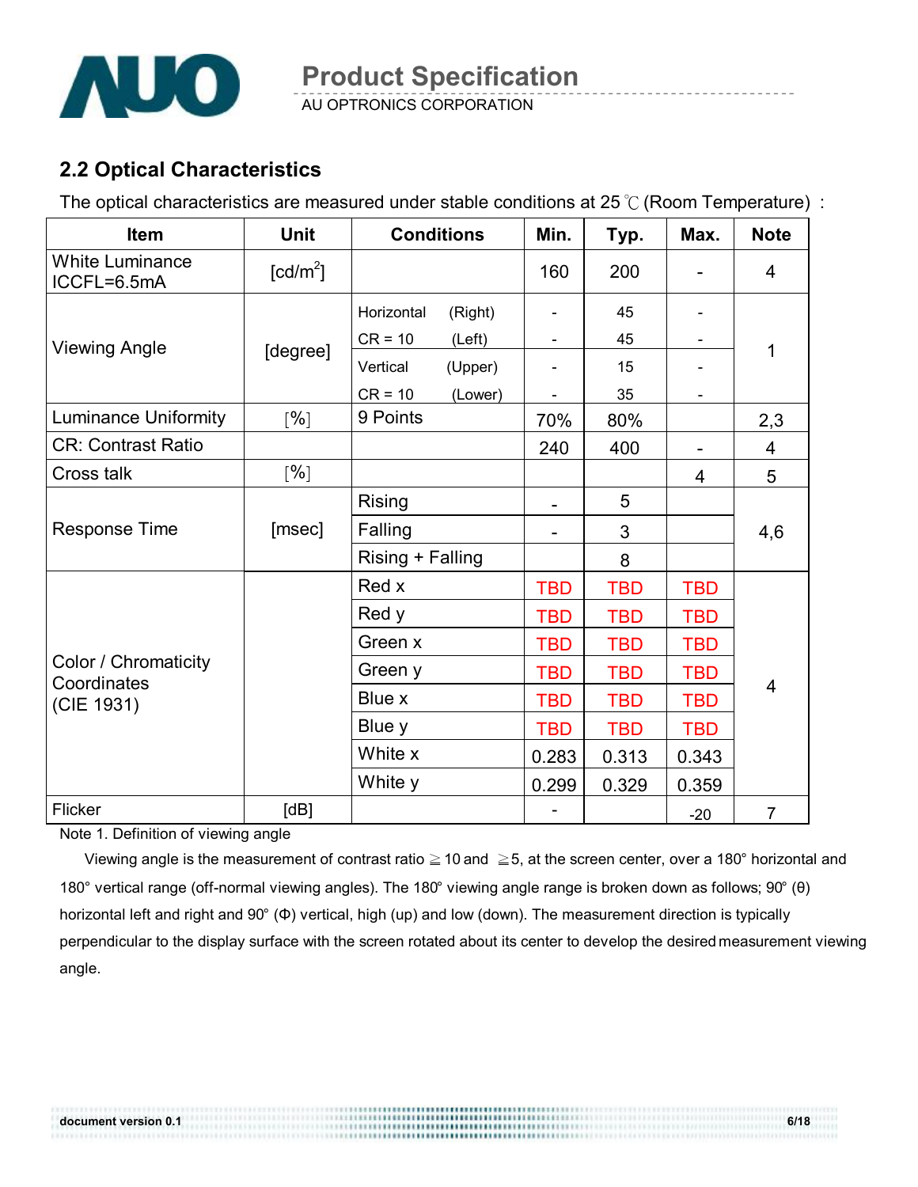## 2.2 Optical Characteristics

The optical characteristics are measured under stable conditions at 25℃ (Room Temperature) :

| Item | Unit | Conditions | | Min. | Typ. | Max. | Note |
|---|---|---|---|---|---|---|---|
| White Luminance ICCFL=6.5mA | [cd/m$^2$] | | | 160 | 200 | - | 4 |
| Viewing Angle | [degree] | Horizontal CR = 10 | (Right) | - | 45 | - | 1 |
| | | | (Left) | - | 45 | - | |
| | | Vertical CR = 10 | (Upper) | - | 15 | - | |
| | | | (Lower) | - | 35 | - | |
| Luminance Uniformity | [%] | 9 Points | | 70% | 80% | | 2,3 |
| CR: Contrast Ratio | | | | 240 | 400 | - | 4 |
| Cross talk | [%] | | | | | 4 | 5 |
| Response Time | [msec] | Rising | | - | 5 | | 4,6 |
| | | Falling | | - | 3 | | |
| | | Rising + Falling | | | 8 | | |
| Color / Chromaticity Coordinates (CIE 1931) | | Red x | | TBD | TBD | TBD | 4 |
| | | Red y | | TBD | TBD | TBD | |
| | | Green x | | TBD | TBD | TBD | |
| | | Green y | | TBD | TBD | TBD | |
| | | Blue x | | TBD | TBD | TBD | |
| | | Blue y | | TBD | TBD | TBD | |
| | | White x | | 0.283 | 0.313 | 0.343 | |
| | | White y | | 0.299 | 0.329 | 0.359 | |
| Flicker | [dB] | | | - | | -20 | 7 |

Note 1. Definition of viewing angle

Viewing angle is the measurement of contrast ratio ≧10 and ≧5, at the screen center, over a 180° horizontal and 180° vertical range (off-normal viewing angles). The 180° viewing angle range is broken down as follows; 90° (θ) horizontal left and right and 90° (Φ) vertical, high (up) and low (down). The measurement direction is typically perpendicular to the display surface with the screen rotated about its center to develop the desired measurement viewing angle.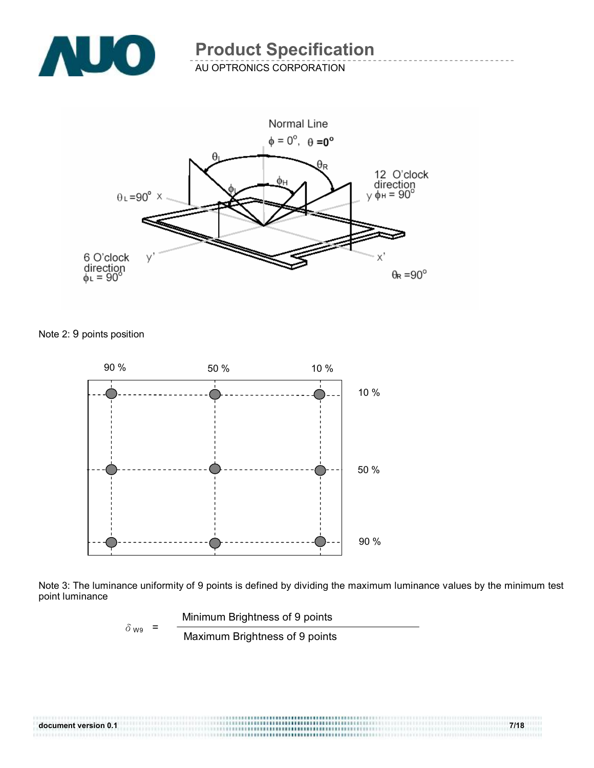Normal Line

$\phi = 0^\circ$, $\theta = 0^\circ$

$\theta_L$ $\theta_R$ $\phi_H$ $\phi_L$

$\theta_L = 90^\circ$ x

12 O'clock direction y $\phi_H = 90^\circ$

6 O'clock direction $\phi_L = 90^\circ$ y'

x' $\theta_R = 90^\circ$

Note 2: 9 points position

| | 90 % | 50 % | 10 % |
|---|---|---|---|
| 10 % | ● | ● | ● |
| 50 % | ● | ● | ● |
| 90 % | ● | ● | ● |

Note 3: The luminance uniformity of 9 points is defined by dividing the maximum luminance values by the minimum test point luminance

$$\delta_{W9} = \frac{\text{Minimum Brightness of 9 points}}{\text{Maximum Brightness of 9 points}}$$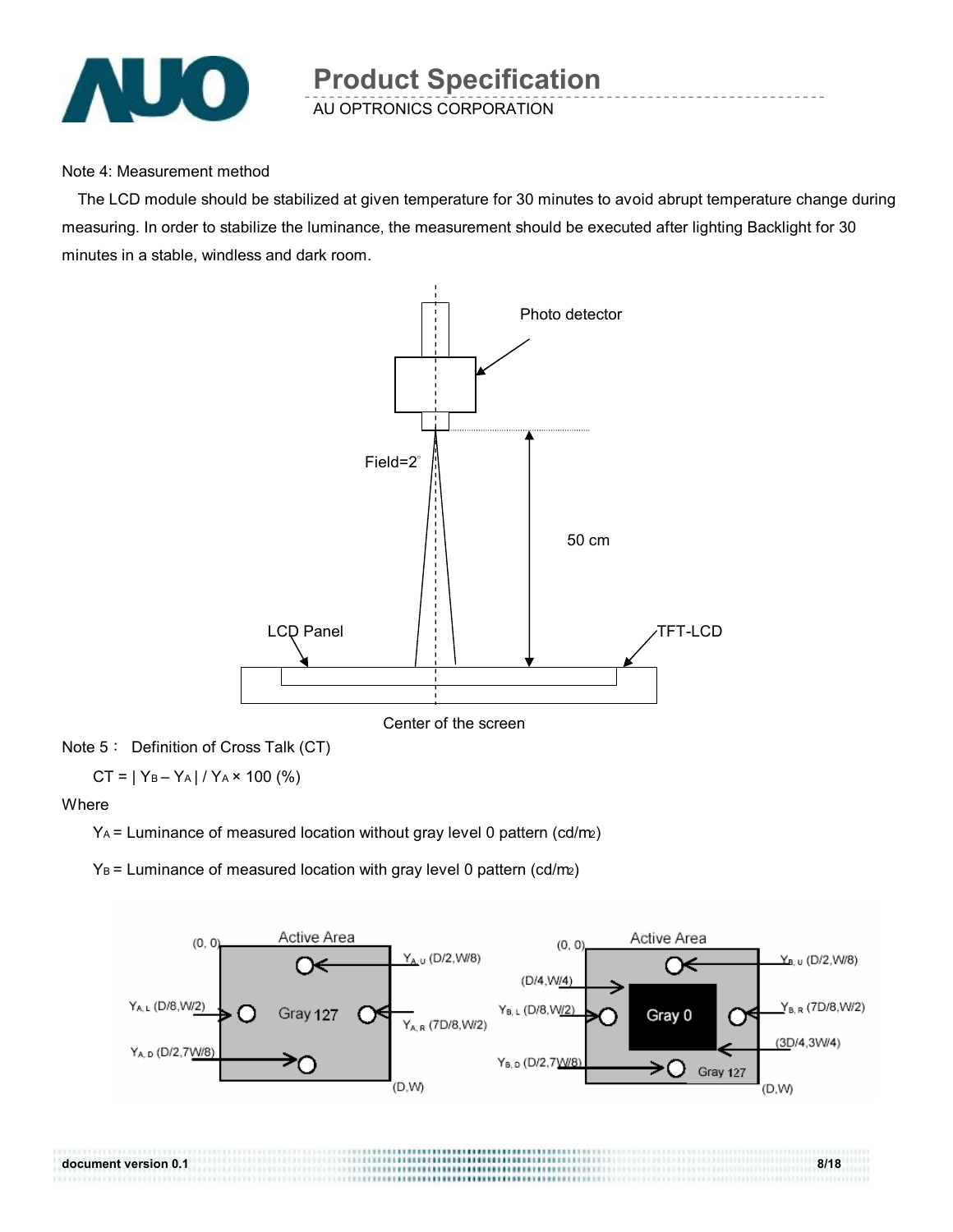Note 4: Measurement method

The LCD module should be stabilized at given temperature for 30 minutes to avoid abrupt temperature change during measuring. In order to stabilize the luminance, the measurement should be executed after lighting Backlight for 30 minutes in a stable, windless and dark room.

Photo detector

Field=2°

50 cm

LCD Panel

TFT-LCD

Center of the screen

Note 5： Definition of Cross Talk (CT)

$$CT = | Y_B - Y_A | / Y_A \times 100\ (\%)$$

Where

$Y_A$ = Luminance of measured location without gray level 0 pattern (cd/m2)

$Y_B$ = Luminance of measured location with gray level 0 pattern (cd/m2)

Active Area (0, 0) — (D,W), Gray 127: $Y_{A,U}$ (D/2,W/8), $Y_{A,L}$ (D/8,W/2), $Y_{A,R}$ (7D/8,W/2), $Y_{A,D}$ (D/2,7W/8)

Active Area (0, 0) — (D,W), Gray 0 from (D/4,W/4) to (3D/4,3W/4), Gray 127: $Y_{B,U}$ (D/2,W/8), $Y_{B,L}$ (D/8,W/2), $Y_{B,R}$ (7D/8,W/2), $Y_{B,D}$ (D/2,7W/8)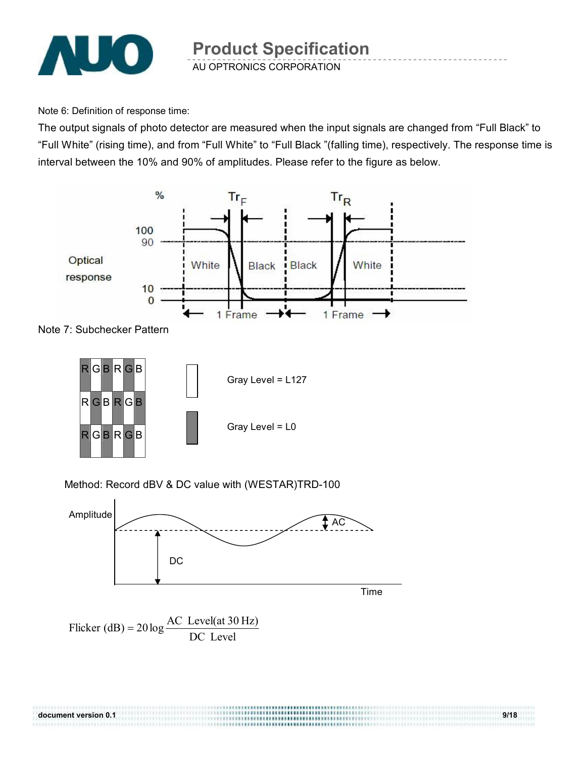Note 6: Definition of response time:

The output signals of photo detector are measured when the input signals are changed from “Full Black” to “Full White” (rising time), and from “Full White” to “Full Black ”(falling time), respectively. The response time is interval between the 10% and 90% of amplitudes. Please refer to the figure as below.

Note 7: Subchecker Pattern

Gray Level = L127

Gray Level = L0

Method: Record dBV & DC value with (WESTAR)TRD-100

$$\text{Flicker (dB)} = 20\log\frac{\text{AC Level(at 30 Hz)}}{\text{DC Level}}$$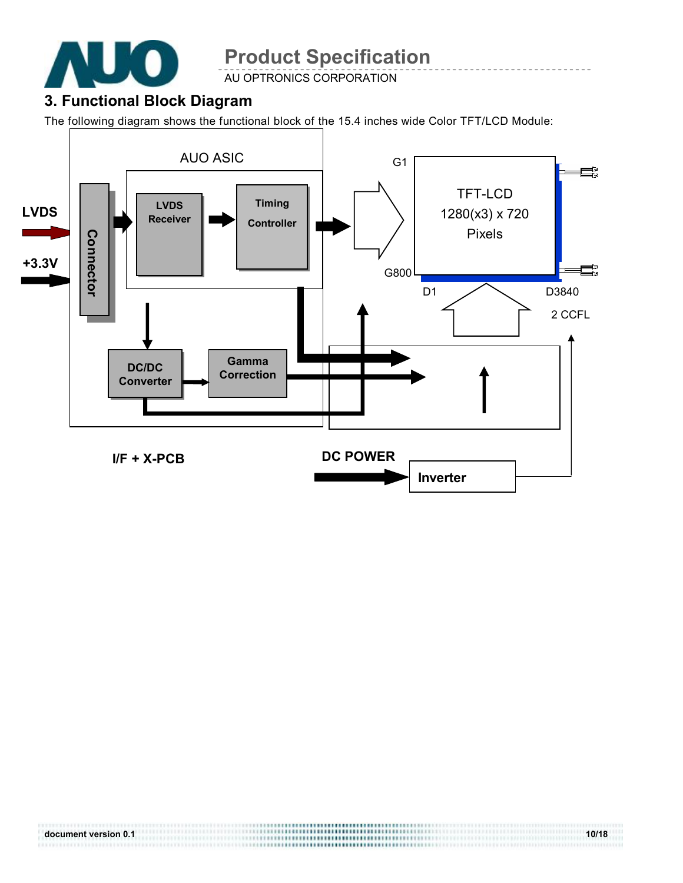## 3. Functional Block Diagram

The following diagram shows the functional block of the 15.4 inches wide Color TFT/LCD Module:

LVDS

+3.3V

Connector

AUO ASIC

LVDS Receiver

Timing Controller

DC/DC Converter

Gamma Correction

G1

G800

TFT-LCD
1280(x3) x 720
Pixels

D1

D3840

2 CCFL

I/F + X-PCB

DC POWER

Inverter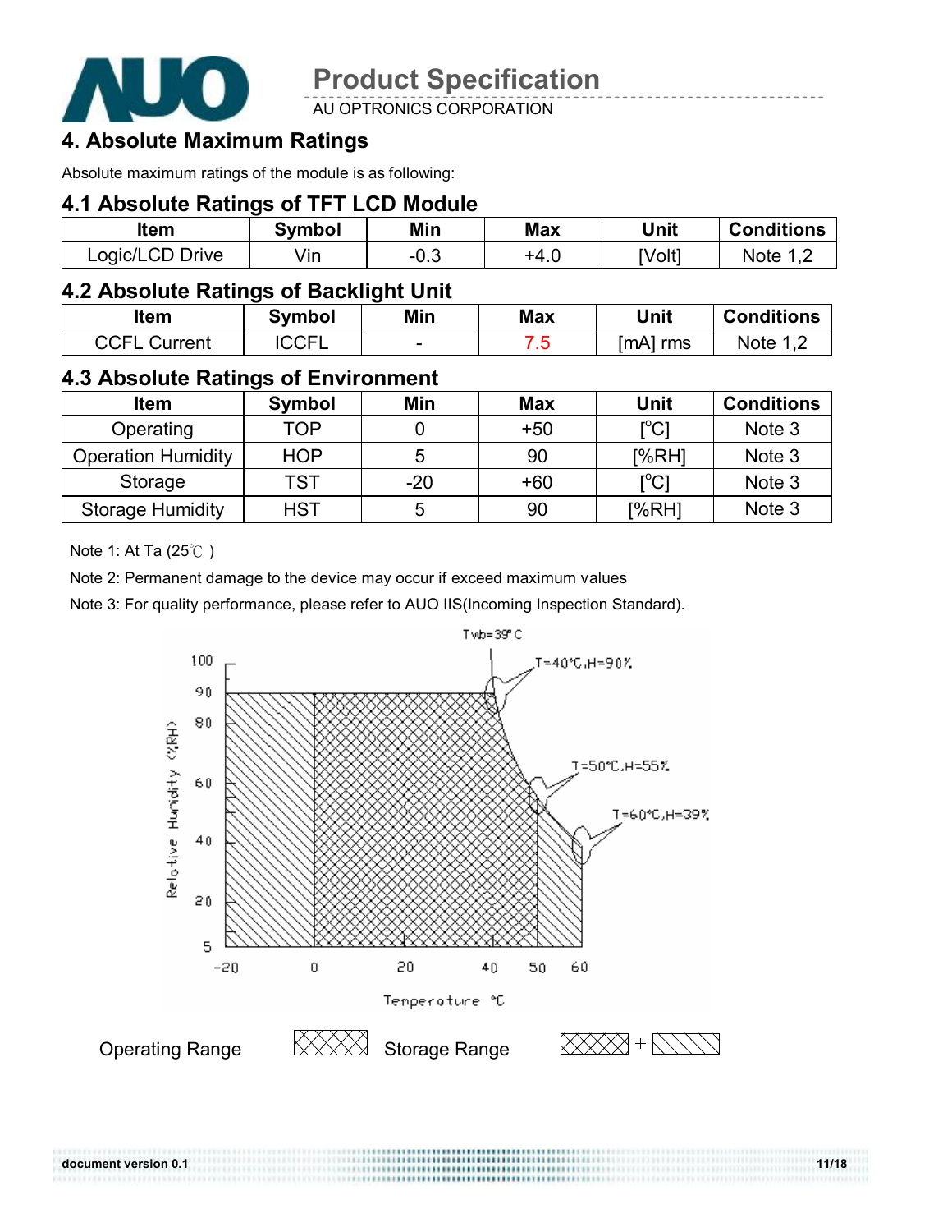## 4. Absolute Maximum Ratings

Absolute maximum ratings of the module is as following:

### 4.1 Absolute Ratings of TFT LCD Module

| Item | Symbol | Min | Max | Unit | Conditions |
|---|---|---|---|---|---|
| Logic/LCD Drive | Vin | -0.3 | +4.0 | [Volt] | Note 1,2 |

### 4.2 Absolute Ratings of Backlight Unit

| Item | Symbol | Min | Max | Unit | Conditions |
|---|---|---|---|---|---|
| CCFL Current | ICCFL | - | 7.5 | [mA] rms | Note 1,2 |

### 4.3 Absolute Ratings of Environment

| Item | Symbol | Min | Max | Unit | Conditions |
|---|---|---|---|---|---|
| Operating | TOP | 0 | +50 | [°C] | Note 3 |
| Operation Humidity | HOP | 5 | 90 | [%RH] | Note 3 |
| Storage | TST | -20 | +60 | [°C] | Note 3 |
| Storage Humidity | HST | 5 | 90 | [%RH] | Note 3 |

Note 1: At Ta (25℃ )

Note 2: Permanent damage to the device may occur if exceed maximum values

Note 3: For quality performance, please refer to AUO IIS(Incoming Inspection Standard).

Twb=39°C

T=40°C,H=90%

T=50°C,H=55%

T=60°C,H=39%

Relative Humidity (%RH)

Temperature °C

Operating Range

Storage Range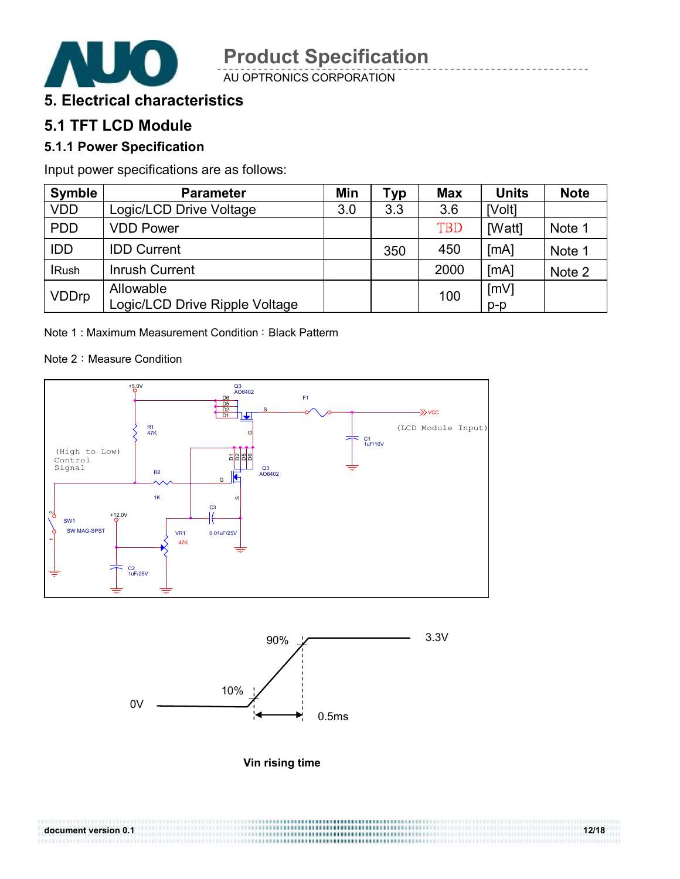# 5. Electrical characteristics

## 5.1 TFT LCD Module

### 5.1.1 Power Specification

Input power specifications are as follows:

| Symble | Parameter | Min | Typ | Max | Units | Note |
|---|---|---|---|---|---|---|
| VDD | Logic/LCD Drive Voltage | 3.0 | 3.3 | 3.6 | [Volt] | |
| PDD | VDD Power | | | TBD | [Watt] | Note 1 |
| IDD | IDD Current | | 350 | 450 | [mA] | Note 1 |
| IRush | Inrush Current | | | 2000 | [mA] | Note 2 |
| VDDrp | Allowable Logic/LCD Drive Ripple Voltage | | | 100 | [mV] p-p | |

Note 1 : Maximum Measurement Condition：Black Patterm

Note 2：Measure Condition

Vin rising time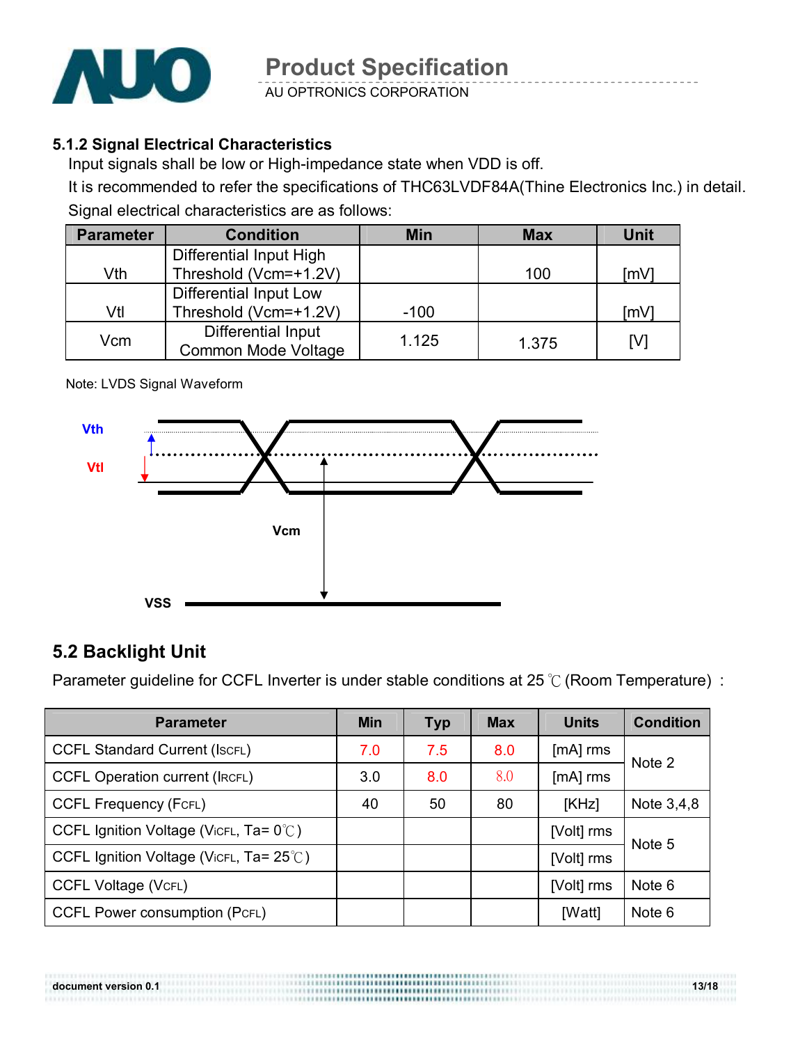### 5.1.2 Signal Electrical Characteristics

Input signals shall be low or High-impedance state when VDD is off.

It is recommended to refer the specifications of THC63LVDF84A(Thine Electronics Inc.) in detail.

Signal electrical characteristics are as follows:

| Parameter | Condition | Min | Max | Unit |
|---|---|---|---|---|
| Vth | Differential Input High Threshold (Vcm=+1.2V) | | 100 | [mV] |
| Vtl | Differential Input Low Threshold (Vcm=+1.2V) | -100 | | [mV] |
| Vcm | Differential Input Common Mode Voltage | 1.125 | 1.375 | [V] |

Note: LVDS Signal Waveform

Vth

Vtl

Vcm

VSS

## 5.2 Backlight Unit

Parameter guideline for CCFL Inverter is under stable conditions at 25 ℃ (Room Temperature) :

| Parameter | Min | Typ | Max | Units | Condition |
|---|---|---|---|---|---|
| CCFL Standard Current ($I_{SCFL}$) | 7.0 | 7.5 | 8.0 | [mA] rms | Note 2 |
| CCFL Operation current ($I_{RCFL}$) | 3.0 | 8.0 | 8.0 | [mA] rms | |
| CCFL Frequency ($F_{CFL}$) | 40 | 50 | 80 | [KHz] | Note 3,4,8 |
| CCFL Ignition Voltage ($V_{iCFL}$, Ta= 0℃) | | | | [Volt] rms | Note 5 |
| CCFL Ignition Voltage ($V_{iCFL}$, Ta= 25℃) | | | | [Volt] rms | |
| CCFL Voltage ($V_{CFL}$) | | | | [Volt] rms | Note 6 |
| CCFL Power consumption ($P_{CFL}$) | | | | [Watt] | Note 6 |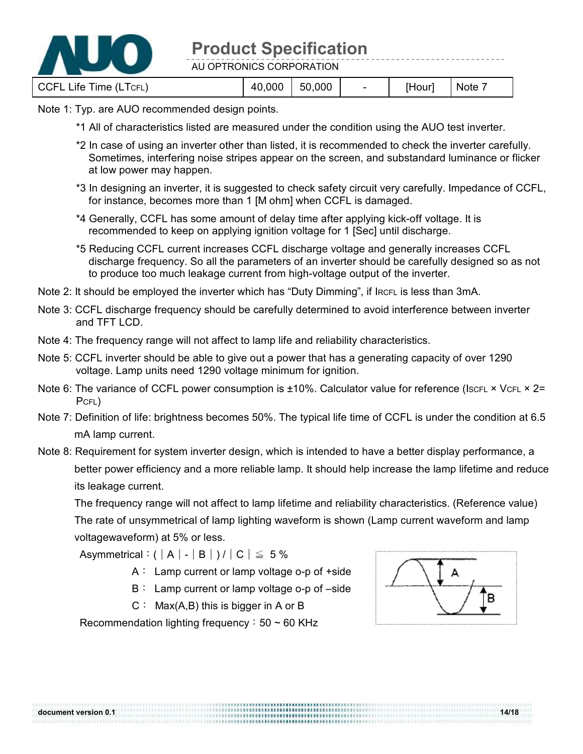| CCFL Life Time ($LT_{CFL}$) | 40,000 | 50,000 | - | [Hour] | Note 7 |
|---|---|---|---|---|---|

Note 1: Typ. are AUO recommended design points.

*1 All of characteristics listed are measured under the condition using the AUO test inverter.

*2 In case of using an inverter other than listed, it is recommended to check the inverter carefully. Sometimes, interfering noise stripes appear on the screen, and substandard luminance or flicker at low power may happen.

*3 In designing an inverter, it is suggested to check safety circuit very carefully. Impedance of CCFL, for instance, becomes more than 1 [M ohm] when CCFL is damaged.

*4 Generally, CCFL has some amount of delay time after applying kick-off voltage. It is recommended to keep on applying ignition voltage for 1 [Sec] until discharge.

*5 Reducing CCFL current increases CCFL discharge voltage and generally increases CCFL discharge frequency. So all the parameters of an inverter should be carefully designed so as not to produce too much leakage current from high-voltage output of the inverter.

Note 2: It should be employed the inverter which has "Duty Dimming", if $I_{RCFL}$ is less than 3mA.

Note 3: CCFL discharge frequency should be carefully determined to avoid interference between inverter and TFT LCD.

Note 4: The frequency range will not affect to lamp life and reliability characteristics.

Note 5: CCFL inverter should be able to give out a power that has a generating capacity of over 1290 voltage. Lamp units need 1290 voltage minimum for ignition.

Note 6: The variance of CCFL power consumption is ±10%. Calculator value for reference ($I_{SCFL} \times V_{CFL} \times 2 = P_{CFL}$)

Note 7: Definition of life: brightness becomes 50%. The typical life time of CCFL is under the condition at 6.5 mA lamp current.

Note 8: Requirement for system inverter design, which is intended to have a better display performance, a better power efficiency and a more reliable lamp. It should help increase the lamp lifetime and reduce its leakage current.

The frequency range will not affect to lamp lifetime and reliability characteristics. (Reference value)

The rate of unsymmetrical of lamp lighting waveform is shown (Lamp current waveform and lamp voltagewaveform) at 5% or less.

Asymmetrical：( | A | - | B | ) / | C | ≦ 5 %

A： Lamp current or lamp voltage o-p of +side

B： Lamp current or lamp voltage o-p of –side

C： Max(A,B) this is bigger in A or B

Recommendation lighting frequency：50 ~ 60 KHz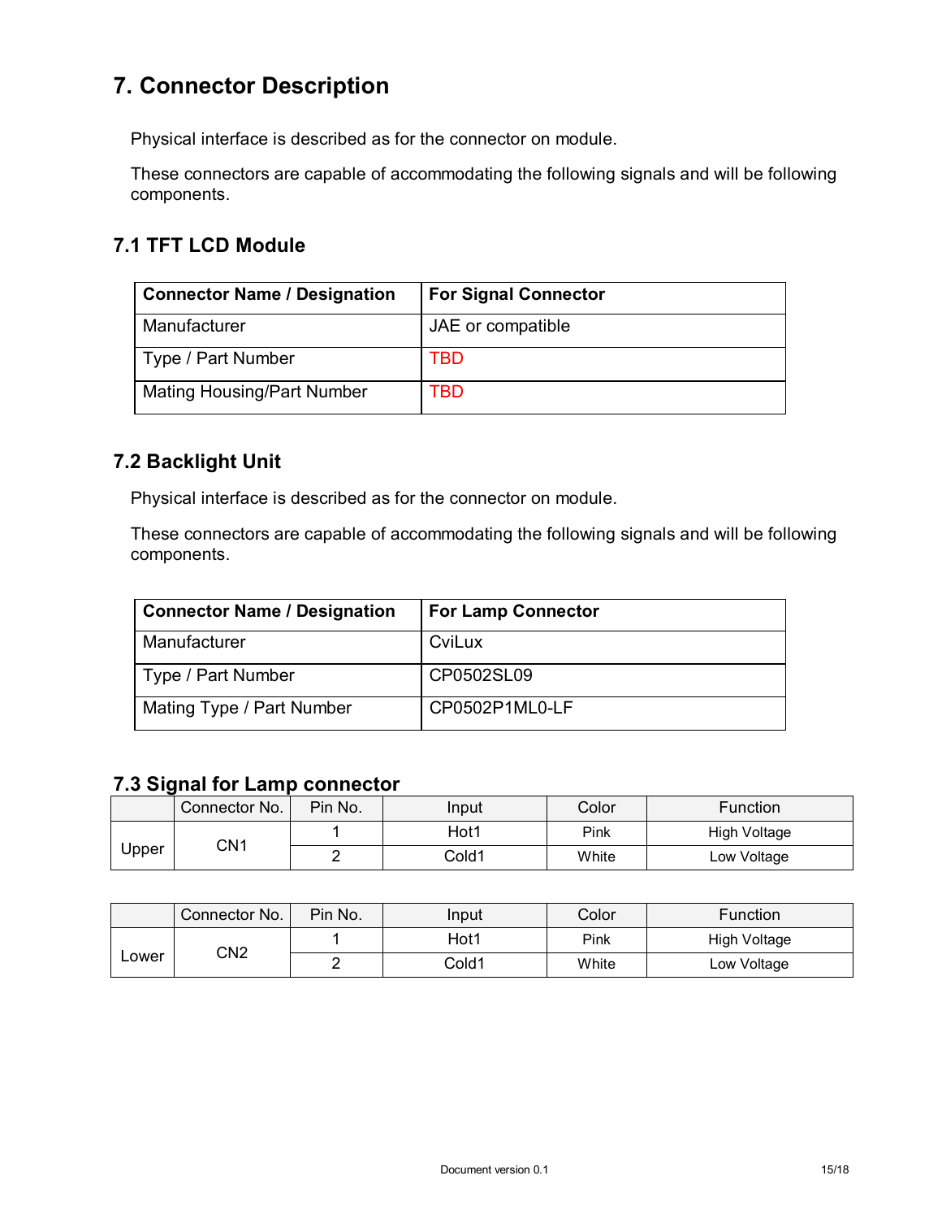# 7. Connector Description

Physical interface is described as for the connector on module.

These connectors are capable of accommodating the following signals and will be following components.

## 7.1 TFT LCD Module

| Connector Name / Designation | For Signal Connector |
|---|---|
| Manufacturer | JAE or compatible |
| Type / Part Number | TBD |
| Mating Housing/Part Number | TBD |

## 7.2 Backlight Unit

Physical interface is described as for the connector on module.

These connectors are capable of accommodating the following signals and will be following components.

| Connector Name / Designation | For Lamp Connector |
|---|---|
| Manufacturer | CviLux |
| Type / Part Number | CP0502SL09 |
| Mating Type / Part Number | CP0502P1ML0-LF |

## 7.3 Signal for Lamp connector

| | Connector No. | Pin No. | Input | Color | Function |
|---|---|---|---|---|---|
| Upper | CN1 | 1 | Hot1 | Pink | High Voltage |
| | | 2 | Cold1 | White | Low Voltage |

| | Connector No. | Pin No. | Input | Color | Function |
|---|---|---|---|---|---|
| Lower | CN2 | 1 | Hot1 | Pink | High Voltage |
| | | 2 | Cold1 | White | Low Voltage |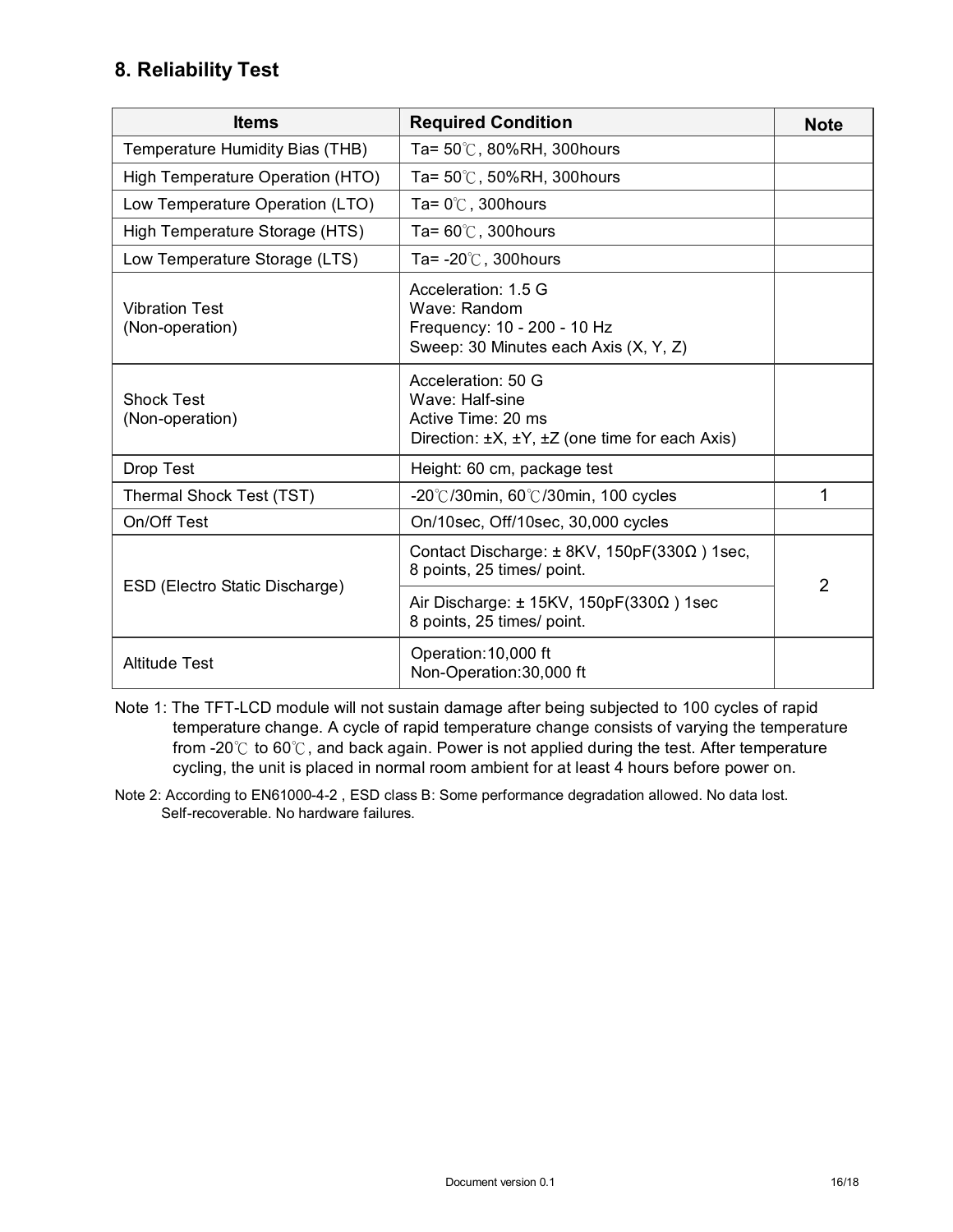## 8. Reliability Test

| Items | Required Condition | Note |
|---|---|---|
| Temperature Humidity Bias (THB) | Ta= 50℃, 80%RH, 300hours | |
| High Temperature Operation (HTO) | Ta= 50℃, 50%RH, 300hours | |
| Low Temperature Operation (LTO) | Ta= 0℃, 300hours | |
| High Temperature Storage (HTS) | Ta= 60℃, 300hours | |
| Low Temperature Storage (LTS) | Ta= -20℃, 300hours | |
| Vibration Test (Non-operation) | Acceleration: 1.5 G<br>Wave: Random<br>Frequency: 10 - 200 - 10 Hz<br>Sweep: 30 Minutes each Axis (X, Y, Z) | |
| Shock Test (Non-operation) | Acceleration: 50 G<br>Wave: Half-sine<br>Active Time: 20 ms<br>Direction: ±X, ±Y, ±Z (one time for each Axis) | |
| Drop Test | Height: 60 cm, package test | |
| Thermal Shock Test (TST) | -20℃/30min, 60℃/30min, 100 cycles | 1 |
| On/Off Test | On/10sec, Off/10sec, 30,000 cycles | |
| ESD (Electro Static Discharge) | Contact Discharge: ± 8KV, 150pF(330Ω ) 1sec, 8 points, 25 times/ point. | 2 |
| | Air Discharge: ± 15KV, 150pF(330Ω ) 1sec 8 points, 25 times/ point. | |
| Altitude Test | Operation:10,000 ft<br>Non-Operation:30,000 ft | |

Note 1: The TFT-LCD module will not sustain damage after being subjected to 100 cycles of rapid temperature change. A cycle of rapid temperature change consists of varying the temperature from -20℃ to 60℃, and back again. Power is not applied during the test. After temperature cycling, the unit is placed in normal room ambient for at least 4 hours before power on.

Note 2: According to EN61000-4-2 , ESD class B: Some performance degradation allowed. No data lost. Self-recoverable. No hardware failures.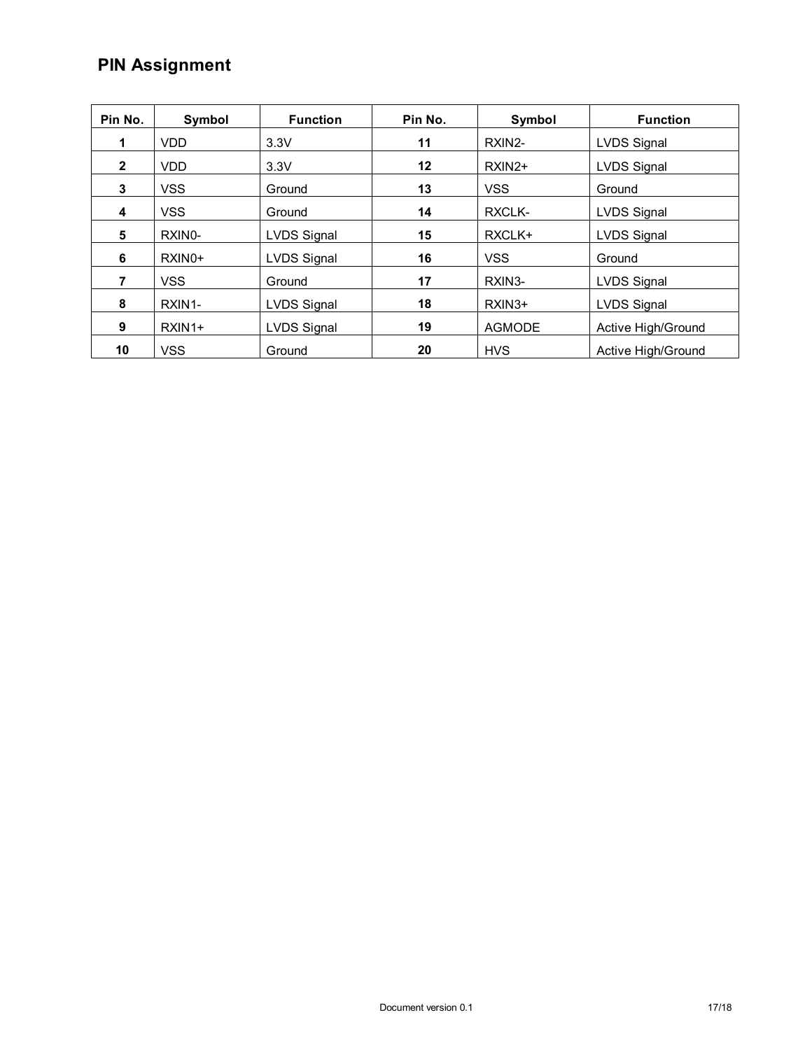## PIN Assignment

| Pin No. | Symbol | Function | Pin No. | Symbol | Function |
|---|---|---|---|---|---|
| **1** | VDD | 3.3V | **11** | RXIN2- | LVDS Signal |
| **2** | VDD | 3.3V | **12** | RXIN2+ | LVDS Signal |
| **3** | VSS | Ground | **13** | VSS | Ground |
| **4** | VSS | Ground | **14** | RXCLK- | LVDS Signal |
| **5** | RXIN0- | LVDS Signal | **15** | RXCLK+ | LVDS Signal |
| **6** | RXIN0+ | LVDS Signal | **16** | VSS | Ground |
| **7** | VSS | Ground | **17** | RXIN3- | LVDS Signal |
| **8** | RXIN1- | LVDS Signal | **18** | RXIN3+ | LVDS Signal |
| **9** | RXIN1+ | LVDS Signal | **19** | AGMODE | Active High/Ground |
| **10** | VSS | Ground | **20** | HVS | Active High/Ground |

Document version 0.1